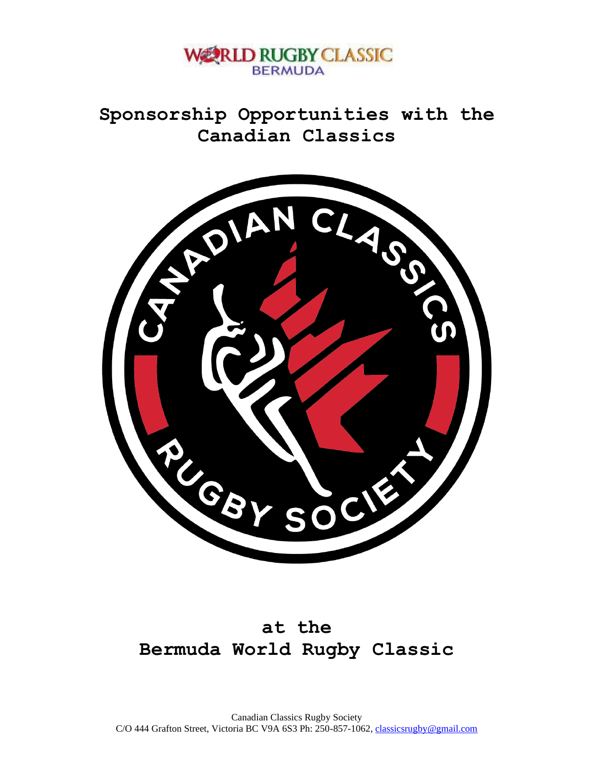# Sponsorship Opportunities with the Canadian Classics

## at the Bermuda World Rugby Classic

Canadian Classics Rugby Society
C/O 444 Grafton Street, Victoria BC V9A 6S3 Ph: 250-857-1062, classicsrugby@gmail.com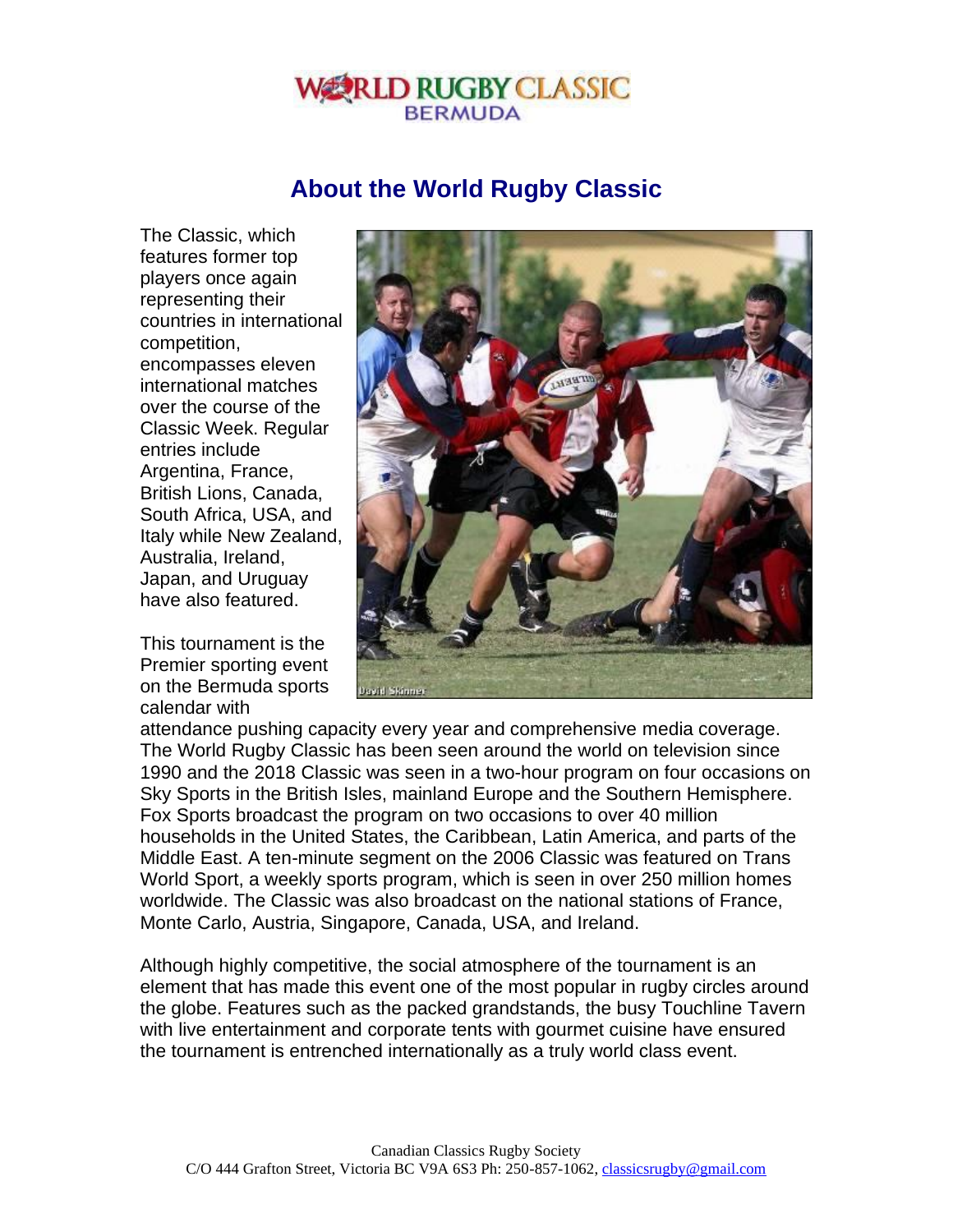WORLD RUGBY CLASSIC
BERMUDA

# About the World Rugby Classic

The Classic, which features former top players once again representing their countries in international competition, encompasses eleven international matches over the course of the Classic Week. Regular entries include Argentina, France, British Lions, Canada, South Africa, USA, and Italy while New Zealand, Australia, Ireland, Japan, and Uruguay have also featured.

This tournament is the Premier sporting event on the Bermuda sports calendar with attendance pushing capacity every year and comprehensive media coverage. The World Rugby Classic has been seen around the world on television since 1990 and the 2018 Classic was seen in a two-hour program on four occasions on Sky Sports in the British Isles, mainland Europe and the Southern Hemisphere. Fox Sports broadcast the program on two occasions to over 40 million households in the United States, the Caribbean, Latin America, and parts of the Middle East. A ten-minute segment on the 2006 Classic was featured on Trans World Sport, a weekly sports program, which is seen in over 250 million homes worldwide. The Classic was also broadcast on the national stations of France, Monte Carlo, Austria, Singapore, Canada, USA, and Ireland.

Although highly competitive, the social atmosphere of the tournament is an element that has made this event one of the most popular in rugby circles around the globe. Features such as the packed grandstands, the busy Touchline Tavern with live entertainment and corporate tents with gourmet cuisine have ensured the tournament is entrenched internationally as a truly world class event.

Canadian Classics Rugby Society
C/O 444 Grafton Street, Victoria BC V9A 6S3 Ph: 250-857-1062, classicsrugby@gmail.com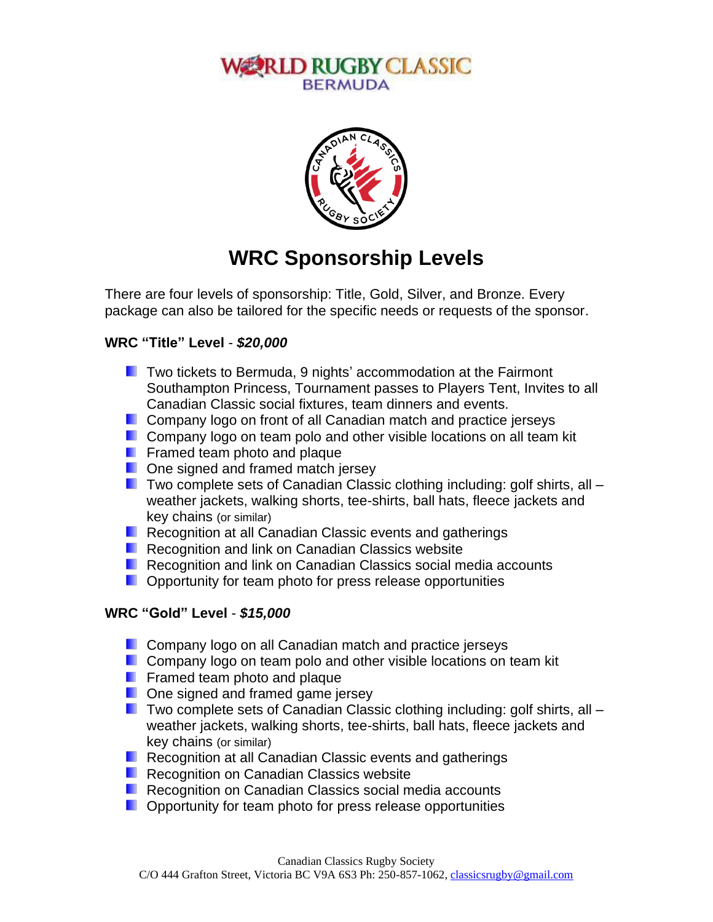# WRC Sponsorship Levels

There are four levels of sponsorship: Title, Gold, Silver, and Bronze. Every package can also be tailored for the specific needs or requests of the sponsor.

**WRC "Title" Level** - ***$20,000***

- Two tickets to Bermuda, 9 nights' accommodation at the Fairmont Southampton Princess, Tournament passes to Players Tent, Invites to all Canadian Classic social fixtures, team dinners and events.
- Company logo on front of all Canadian match and practice jerseys
- Company logo on team polo and other visible locations on all team kit
- Framed team photo and plaque
- One signed and framed match jersey
- Two complete sets of Canadian Classic clothing including: golf shirts, all – weather jackets, walking shorts, tee-shirts, ball hats, fleece jackets and key chains (or similar)
- Recognition at all Canadian Classic events and gatherings
- Recognition and link on Canadian Classics website
- Recognition and link on Canadian Classics social media accounts
- Opportunity for team photo for press release opportunities

**WRC "Gold" Level** - ***$15,000***

- Company logo on all Canadian match and practice jerseys
- Company logo on team polo and other visible locations on team kit
- Framed team photo and plaque
- One signed and framed game jersey
- Two complete sets of Canadian Classic clothing including: golf shirts, all – weather jackets, walking shorts, tee-shirts, ball hats, fleece jackets and key chains (or similar)
- Recognition at all Canadian Classic events and gatherings
- Recognition on Canadian Classics website
- Recognition on Canadian Classics social media accounts
- Opportunity for team photo for press release opportunities

Canadian Classics Rugby Society
C/O 444 Grafton Street, Victoria BC V9A 6S3 Ph: 250-857-1062, classicsrugby@gmail.com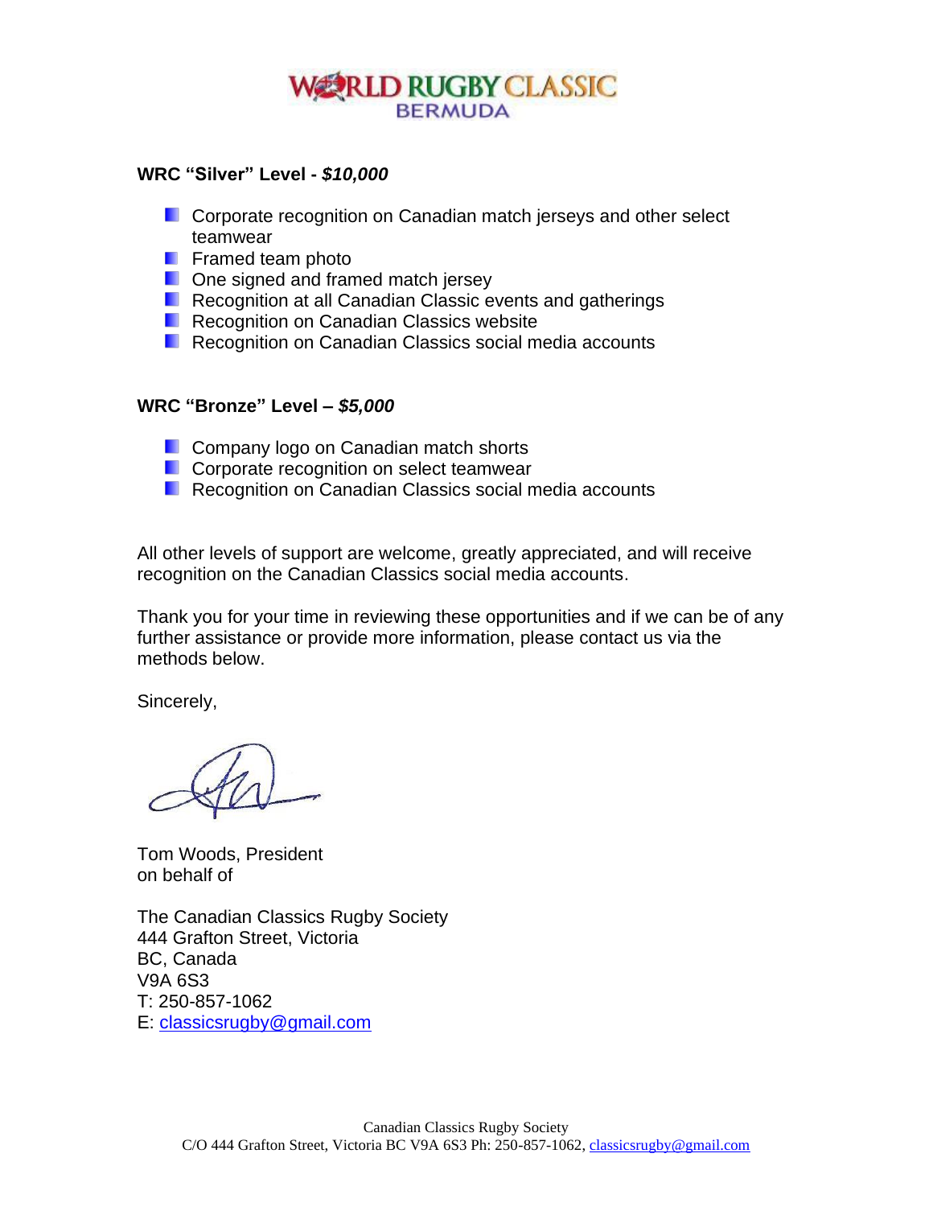**WRC "Silver" Level - *$10,000***

- Corporate recognition on Canadian match jerseys and other select teamwear
- Framed team photo
- One signed and framed match jersey
- Recognition at all Canadian Classic events and gatherings
- Recognition on Canadian Classics website
- Recognition on Canadian Classics social media accounts

**WRC "Bronze" Level – *$5,000***

- Company logo on Canadian match shorts
- Corporate recognition on select teamwear
- Recognition on Canadian Classics social media accounts

All other levels of support are welcome, greatly appreciated, and will receive recognition on the Canadian Classics social media accounts.

Thank you for your time in reviewing these opportunities and if we can be of any further assistance or provide more information, please contact us via the methods below.

Sincerely,

Tom Woods, President
on behalf of

The Canadian Classics Rugby Society
444 Grafton Street, Victoria
BC, Canada
V9A 6S3
T: 250-857-1062
E: classicsrugby@gmail.com